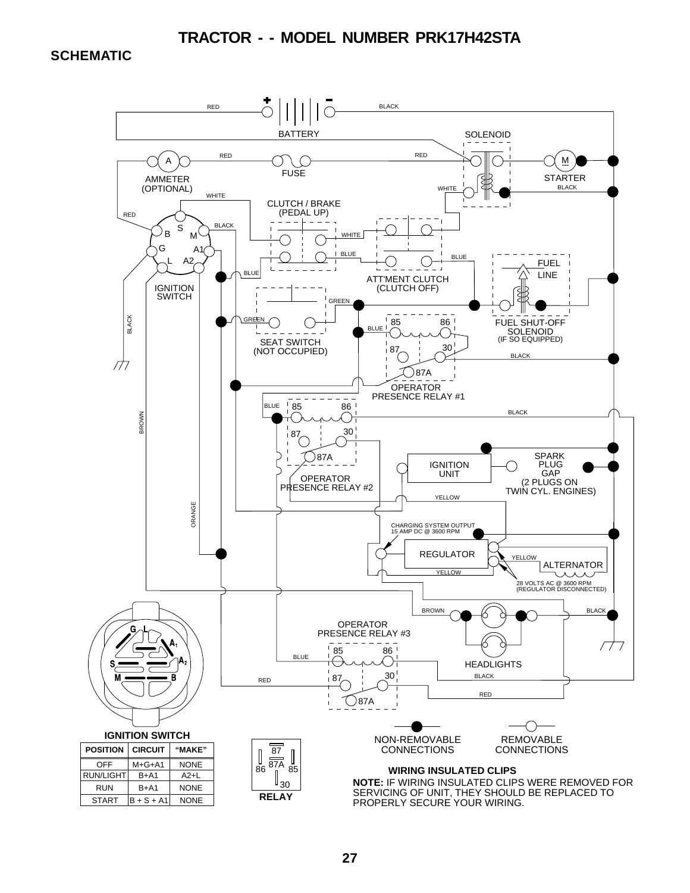# TRACTOR - - MODEL NUMBER PRK17H42STA

## SCHEMATIC

RED BATTERY BLACK

SOLENOID

AMMETER (OPTIONAL) RED FUSE RED STARTER BLACK WHITE

WHITE CLUTCH / BRAKE (PEDAL UP)

RED BLACK WHITE

IGNITION SWITCH BLUE BLUE BLUE

ATT'MENT CLUTCH (CLUTCH OFF)

FUEL LINE

FUEL SHUT-OFF SOLENOID (IF SO EQUIPPED)

GREEN GREEN

SEAT SWITCH (NOT OCCUPIED)

BLUE OPERATOR PRESENCE RELAY #1 BLACK

BLACK BROWN BLUE

OPERATOR PRESENCE RELAY #2

IGNITION UNIT

SPARK PLUG GAP (2 PLUGS ON TWIN CYL. ENGINES)

YELLOW ORANGE

CHARGING SYSTEM OUTPUT 15 AMP DC @ 3600 RPM

REGULATOR YELLOW ALTERNATOR YELLOW

28 VOLTS AC @ 3600 RPM (REGULATOR DISCONNECTED)

BROWN BLACK

OPERATOR PRESENCE RELAY #3

BLUE HEADLIGHTS BLACK

RED RED

**IGNITION SWITCH**

| POSITION | CIRCUIT | "MAKE" |
|---|---|---|
| OFF | M+G+A1 | NONE |
| RUN/LIGHT | B+A1 | A2+L |
| RUN | B+A1 | NONE |
| START | B + S + A1 | NONE |

**RELAY**

NON-REMOVABLE CONNECTIONS

REMOVABLE CONNECTIONS

**WIRING INSULATED CLIPS**

**NOTE:** IF WIRING INSULATED CLIPS WERE REMOVED FOR SERVICING OF UNIT, THEY SHOULD BE REPLACED TO PROPERLY SECURE YOUR WIRING.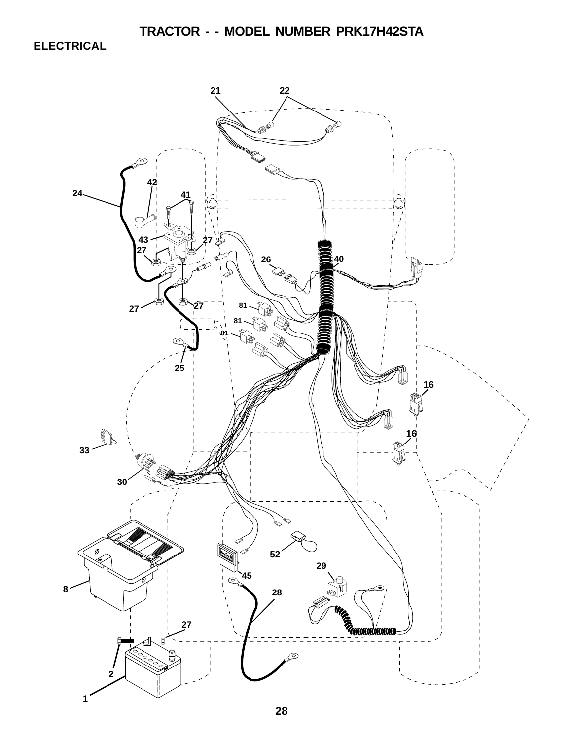# TRACTOR - - MODEL NUMBER PRK17H42STA

## ELECTRICAL

21 22 42 24 41 43 27 27 26 40 27 27 81 81 81 25 16 16 33 30 52 8 45 29 28 27 2 1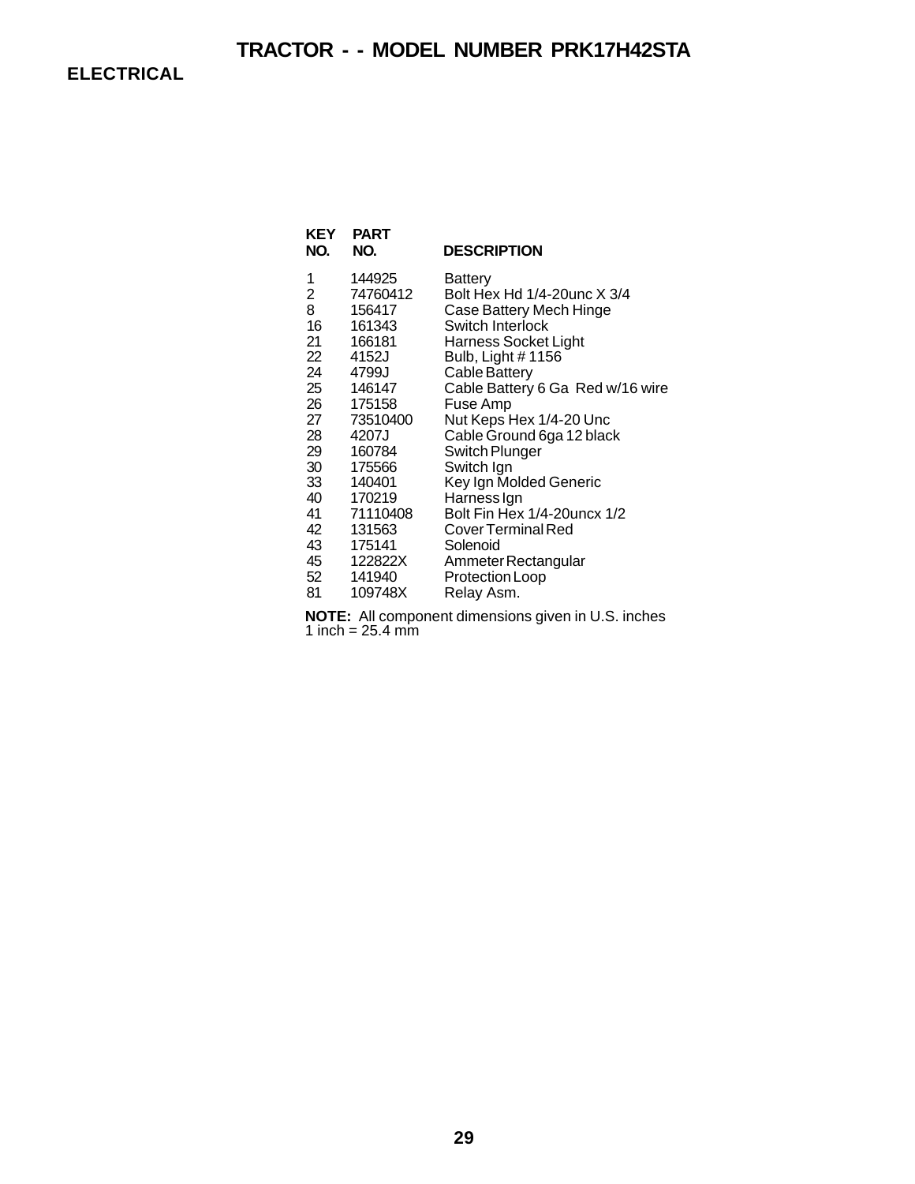# TRACTOR - - MODEL NUMBER PRK17H42STA

## ELECTRICAL

| KEY NO. | PART NO. | DESCRIPTION |
|---|---|---|
| 1 | 144925 | Battery |
| 2 | 74760412 | Bolt Hex Hd 1/4-20unc X 3/4 |
| 8 | 156417 | Case Battery Mech Hinge |
| 16 | 161343 | Switch Interlock |
| 21 | 166181 | Harness Socket Light |
| 22 | 4152J | Bulb, Light # 1156 |
| 24 | 4799J | Cable Battery |
| 25 | 146147 | Cable Battery 6 Ga Red w/16 wire |
| 26 | 175158 | Fuse Amp |
| 27 | 73510400 | Nut Keps Hex 1/4-20 Unc |
| 28 | 4207J | Cable Ground 6ga 12 black |
| 29 | 160784 | Switch Plunger |
| 30 | 175566 | Switch Ign |
| 33 | 140401 | Key Ign Molded Generic |
| 40 | 170219 | Harness Ign |
| 41 | 71110408 | Bolt Fin Hex 1/4-20uncx 1/2 |
| 42 | 131563 | Cover Terminal Red |
| 43 | 175141 | Solenoid |
| 45 | 122822X | Ammeter Rectangular |
| 52 | 141940 | Protection Loop |
| 81 | 109748X | Relay Asm. |

**NOTE:** All component dimensions given in U.S. inches
1 inch = 25.4 mm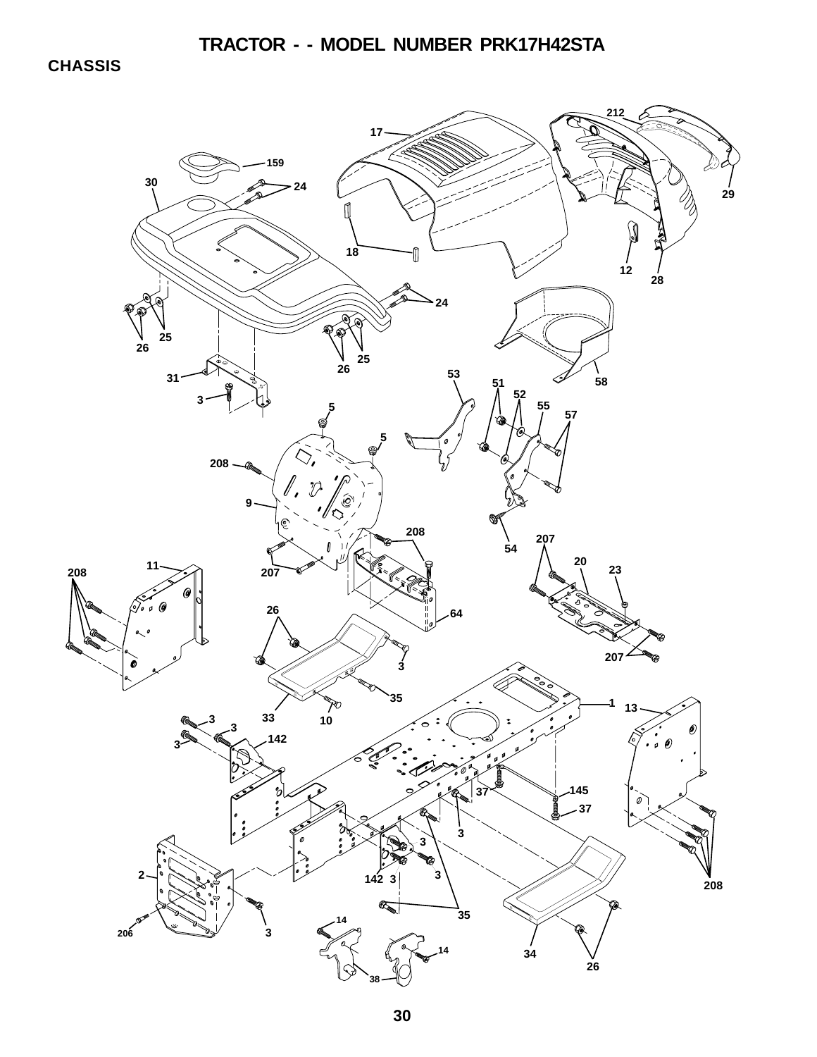# TRACTOR - - MODEL NUMBER PRK17H42STA

## CHASSIS

212 17 159 30 24 29 18 12 28 24 25 26 25 26 31 3 53 58 51 52 55 57 5 5 208 9 54 208 207 20 23 11 208 207 26 64 207 3 35 1 33 10 13 3 3 3 142 145 37 37 3 3 142 3 3 2 208 206 3 14 35 14 38 34 26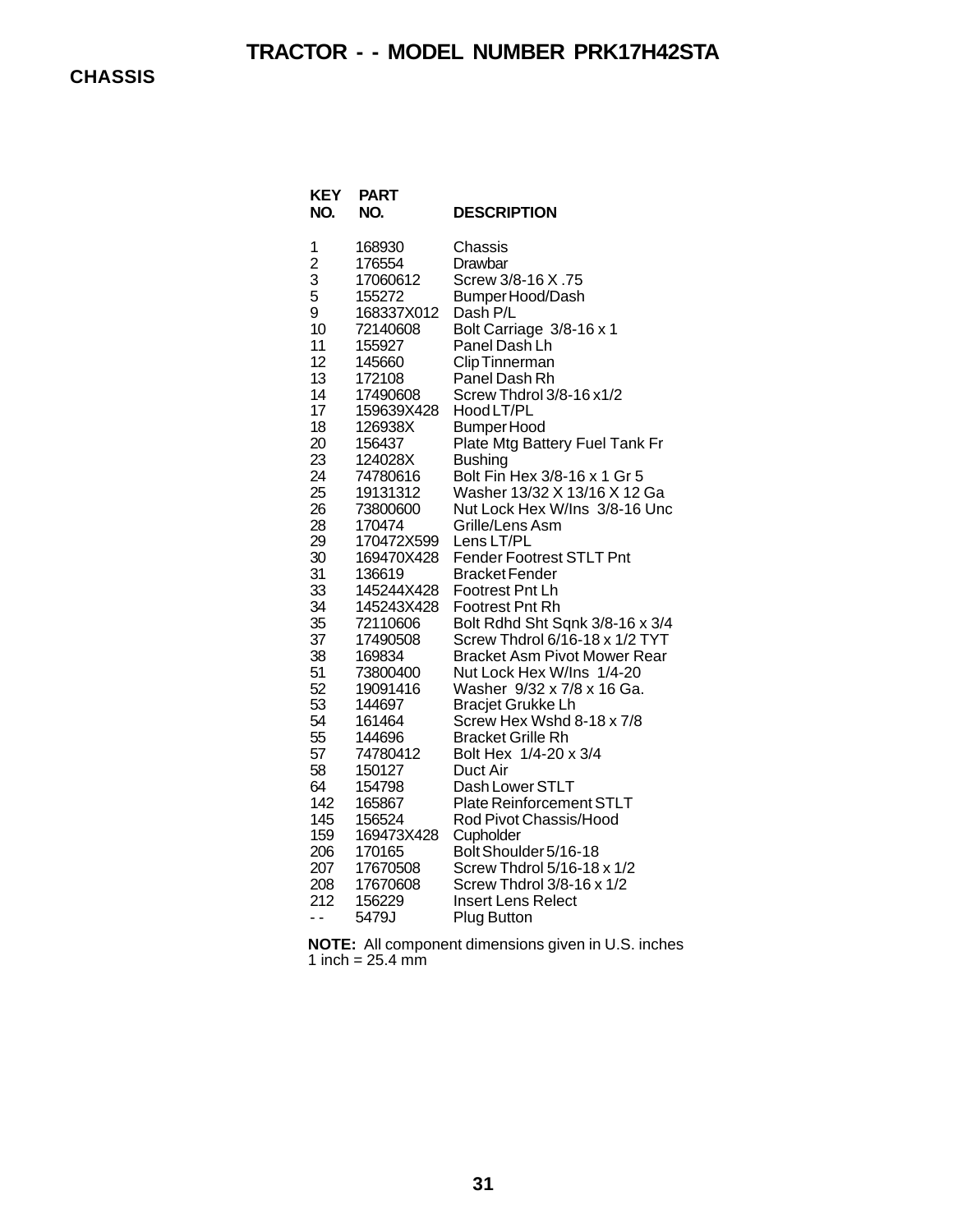# TRACTOR - - MODEL NUMBER PRK17H42STA

## CHASSIS

| KEY NO. | PART NO. | DESCRIPTION |
|---|---|---|
| 1 | 168930 | Chassis |
| 2 | 176554 | Drawbar |
| 3 | 17060612 | Screw 3/8-16 X .75 |
| 5 | 155272 | Bumper Hood/Dash |
| 9 | 168337X012 | Dash P/L |
| 10 | 72140608 | Bolt Carriage 3/8-16 x 1 |
| 11 | 155927 | Panel Dash Lh |
| 12 | 145660 | Clip Tinnerman |
| 13 | 172108 | Panel Dash Rh |
| 14 | 17490608 | Screw Thdrol 3/8-16 x1/2 |
| 17 | 159639X428 | Hood LT/PL |
| 18 | 126938X | Bumper Hood |
| 20 | 156437 | Plate Mtg Battery Fuel Tank Fr |
| 23 | 124028X | Bushing |
| 24 | 74780616 | Bolt Fin Hex 3/8-16 x 1 Gr 5 |
| 25 | 19131312 | Washer 13/32 X 13/16 X 12 Ga |
| 26 | 73800600 | Nut Lock Hex W/Ins 3/8-16 Unc |
| 28 | 170474 | Grille/Lens Asm |
| 29 | 170472X599 | Lens LT/PL |
| 30 | 169470X428 | Fender Footrest STLT Pnt |
| 31 | 136619 | Bracket Fender |
| 33 | 145244X428 | Footrest Pnt Lh |
| 34 | 145243X428 | Footrest Pnt Rh |
| 35 | 72110606 | Bolt Rdhd Sht Sqnk 3/8-16 x 3/4 |
| 37 | 17490508 | Screw Thdrol 6/16-18 x 1/2 TYT |
| 38 | 169834 | Bracket Asm Pivot Mower Rear |
| 51 | 73800400 | Nut Lock Hex W/Ins 1/4-20 |
| 52 | 19091416 | Washer 9/32 x 7/8 x 16 Ga. |
| 53 | 144697 | Bracjet Grukke Lh |
| 54 | 161464 | Screw Hex Wshd 8-18 x 7/8 |
| 55 | 144696 | Bracket Grille Rh |
| 57 | 74780412 | Bolt Hex 1/4-20 x 3/4 |
| 58 | 150127 | Duct Air |
| 64 | 154798 | Dash Lower STLT |
| 142 | 165867 | Plate Reinforcement STLT |
| 145 | 156524 | Rod Pivot Chassis/Hood |
| 159 | 169473X428 | Cupholder |
| 206 | 170165 | Bolt Shoulder 5/16-18 |
| 207 | 17670508 | Screw Thdrol 5/16-18 x 1/2 |
| 208 | 17670608 | Screw Thdrol 3/8-16 x 1/2 |
| 212 | 156229 | Insert Lens Relect |
| - - | 5479J | Plug Button |

**NOTE:** All component dimensions given in U.S. inches
1 inch = 25.4 mm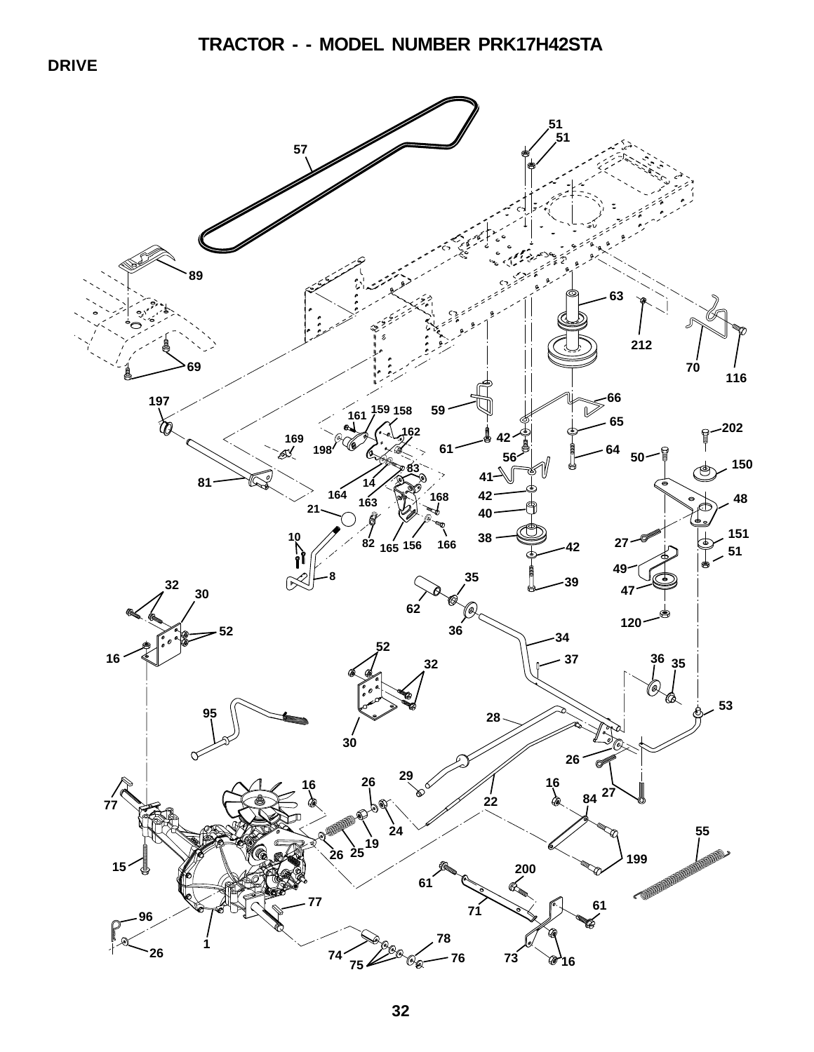# TRACTOR - - MODEL NUMBER PRK17H42STA

## DRIVE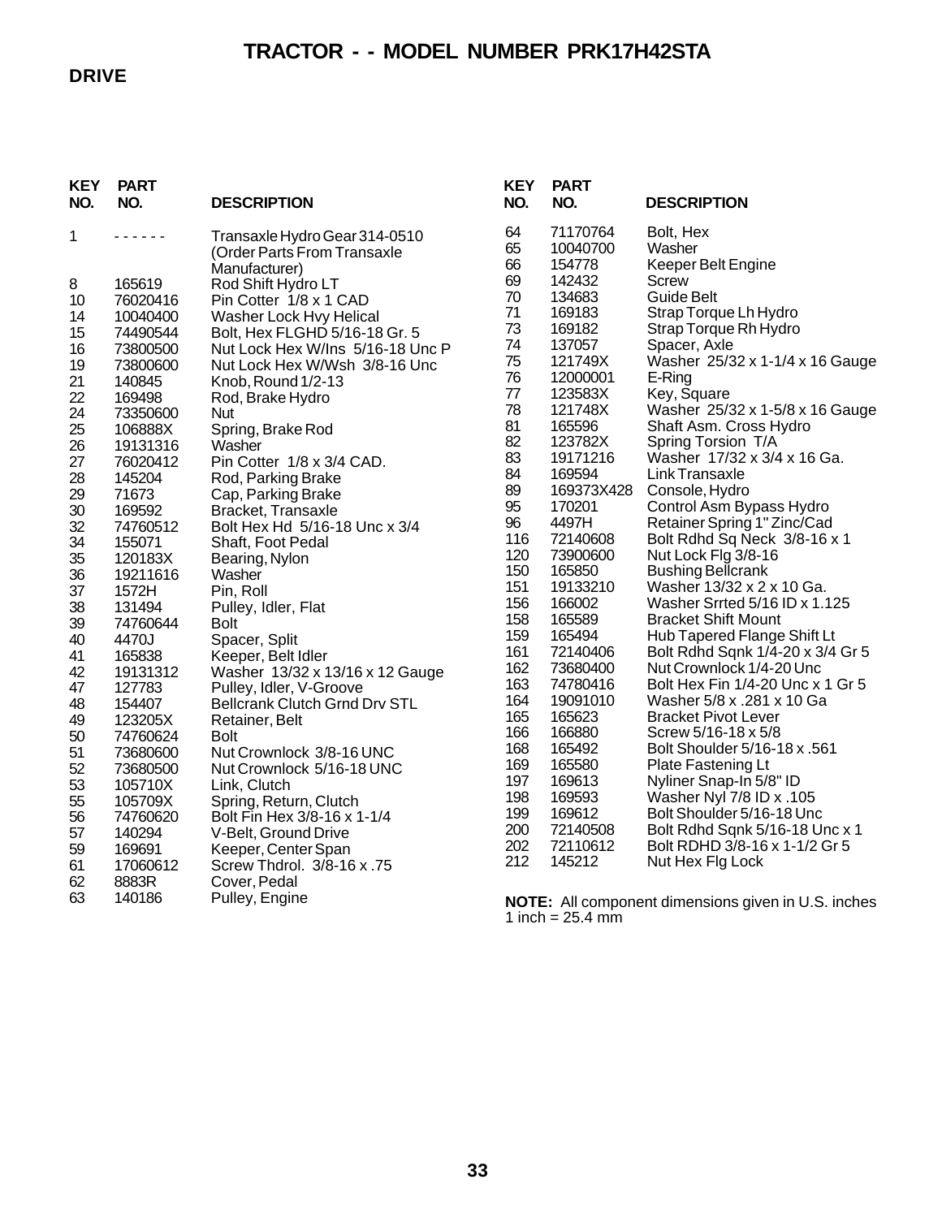# TRACTOR - - MODEL NUMBER PRK17H42STA

## DRIVE

| KEY NO. | PART NO. | DESCRIPTION |
|---|---|---|
| 1 | - - - - - - | Transaxle Hydro Gear 314-0510 (Order Parts From Transaxle Manufacturer) |
| 8 | 165619 | Rod Shift Hydro LT |
| 10 | 76020416 | Pin Cotter 1/8 x 1 CAD |
| 14 | 10040400 | Washer Lock Hvy Helical |
| 15 | 74490544 | Bolt, Hex FLGHD 5/16-18 Gr. 5 |
| 16 | 73800500 | Nut Lock Hex W/Ins 5/16-18 Unc P |
| 19 | 73800600 | Nut Lock Hex W/Wsh 3/8-16 Unc |
| 21 | 140845 | Knob, Round 1/2-13 |
| 22 | 169498 | Rod, Brake Hydro |
| 24 | 73350600 | Nut |
| 25 | 106888X | Spring, Brake Rod |
| 26 | 19131316 | Washer |
| 27 | 76020412 | Pin Cotter 1/8 x 3/4 CAD. |
| 28 | 145204 | Rod, Parking Brake |
| 29 | 71673 | Cap, Parking Brake |
| 30 | 169592 | Bracket, Transaxle |
| 32 | 74760512 | Bolt Hex Hd 5/16-18 Unc x 3/4 |
| 34 | 155071 | Shaft, Foot Pedal |
| 35 | 120183X | Bearing, Nylon |
| 36 | 19211616 | Washer |
| 37 | 1572H | Pin, Roll |
| 38 | 131494 | Pulley, Idler, Flat |
| 39 | 74760644 | Bolt |
| 40 | 4470J | Spacer, Split |
| 41 | 165838 | Keeper, Belt Idler |
| 42 | 19131312 | Washer 13/32 x 13/16 x 12 Gauge |
| 47 | 127783 | Pulley, Idler, V-Groove |
| 48 | 154407 | Bellcrank Clutch Grnd Drv STL |
| 49 | 123205X | Retainer, Belt |
| 50 | 74760624 | Bolt |
| 51 | 73680600 | Nut Crownlock 3/8-16 UNC |
| 52 | 73680500 | Nut Crownlock 5/16-18 UNC |
| 53 | 105710X | Link, Clutch |
| 55 | 105709X | Spring, Return, Clutch |
| 56 | 74760620 | Bolt Fin Hex 3/8-16 x 1-1/4 |
| 57 | 140294 | V-Belt, Ground Drive |
| 59 | 169691 | Keeper, Center Span |
| 61 | 17060612 | Screw Thdrol. 3/8-16 x .75 |
| 62 | 8883R | Cover, Pedal |
| 63 | 140186 | Pulley, Engine |
| 64 | 71170764 | Bolt, Hex |
| 65 | 10040700 | Washer |
| 66 | 154778 | Keeper Belt Engine |
| 69 | 142432 | Screw |
| 70 | 134683 | Guide Belt |
| 71 | 169183 | Strap Torque Lh Hydro |
| 73 | 169182 | Strap Torque Rh Hydro |
| 74 | 137057 | Spacer, Axle |
| 75 | 121749X | Washer 25/32 x 1-1/4 x 16 Gauge |
| 76 | 12000001 | E-Ring |
| 77 | 123583X | Key, Square |
| 78 | 121748X | Washer 25/32 x 1-5/8 x 16 Gauge |
| 81 | 165596 | Shaft Asm. Cross Hydro |
| 82 | 123782X | Spring Torsion T/A |
| 83 | 19171216 | Washer 17/32 x 3/4 x 16 Ga. |
| 84 | 169594 | Link Transaxle |
| 89 | 169373X428 | Console, Hydro |
| 95 | 170201 | Control Asm Bypass Hydro |
| 96 | 4497H | Retainer Spring 1" Zinc/Cad |
| 116 | 72140608 | Bolt Rdhd Sq Neck 3/8-16 x 1 |
| 120 | 73900600 | Nut Lock Flg 3/8-16 |
| 150 | 165850 | Bushing Bellcrank |
| 151 | 19133210 | Washer 13/32 x 2 x 10 Ga. |
| 156 | 166002 | Washer Srrted 5/16 ID x 1.125 |
| 158 | 165589 | Bracket Shift Mount |
| 159 | 165494 | Hub Tapered Flange Shift Lt |
| 161 | 72140406 | Bolt Rdhd Sqnk 1/4-20 x 3/4 Gr 5 |
| 162 | 73680400 | Nut Crownlock 1/4-20 Unc |
| 163 | 74780416 | Bolt Hex Fin 1/4-20 Unc x 1 Gr 5 |
| 164 | 19091010 | Washer 5/8 x .281 x 10 Ga |
| 165 | 165623 | Bracket Pivot Lever |
| 166 | 166880 | Screw 5/16-18 x 5/8 |
| 168 | 165492 | Bolt Shoulder 5/16-18 x .561 |
| 169 | 165580 | Plate Fastening Lt |
| 197 | 169613 | Nyliner Snap-In 5/8" ID |
| 198 | 169593 | Washer Nyl 7/8 ID x .105 |
| 199 | 169612 | Bolt Shoulder 5/16-18 Unc |
| 200 | 72140508 | Bolt Rdhd Sqnk 5/16-18 Unc x 1 |
| 202 | 72110612 | Bolt RDHD 3/8-16 x 1-1/2 Gr 5 |
| 212 | 145212 | Nut Hex Flg Lock |

**NOTE:** All component dimensions given in U.S. inches
1 inch = 25.4 mm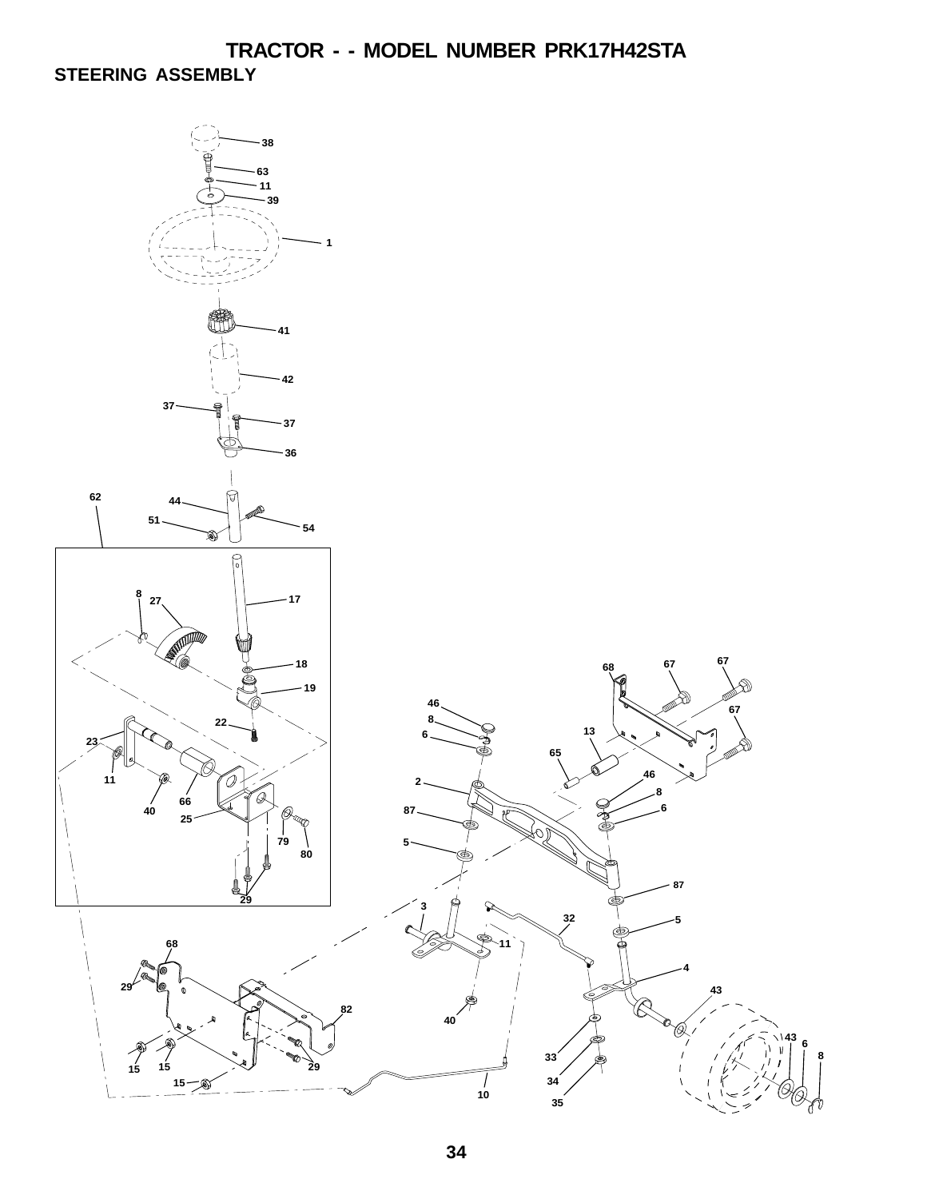# TRACTOR - - MODEL NUMBER PRK17H42STA

## STEERING ASSEMBLY

38
63
11
39
1
41
42
37
37
36
62
44
51
54
8
27
17
18
19
22
23
11
40
66
25
79
80
29
46
8
6
2
87
5
68
67
67
67
13
65
46
8
6
87
3
32
11
5
4
43
68
29
82
40
15
15
15
29
10
33
34
35
43
6
8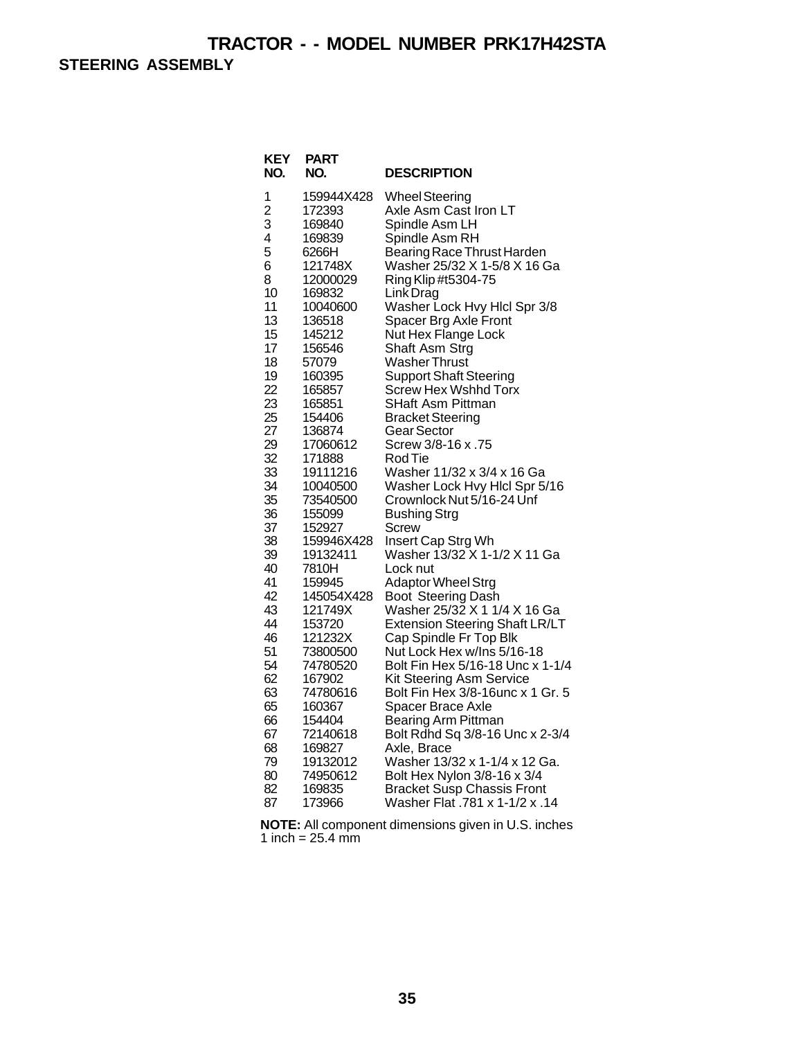# TRACTOR - - MODEL NUMBER PRK17H42STA

## STEERING ASSEMBLY

| KEY NO. | PART NO. | DESCRIPTION |
|---|---|---|
| 1 | 159944X428 | Wheel Steering |
| 2 | 172393 | Axle Asm Cast Iron LT |
| 3 | 169840 | Spindle Asm LH |
| 4 | 169839 | Spindle Asm RH |
| 5 | 6266H | Bearing Race Thrust Harden |
| 6 | 121748X | Washer 25/32 X 1-5/8 X 16 Ga |
| 8 | 12000029 | Ring Klip #t5304-75 |
| 10 | 169832 | Link Drag |
| 11 | 10040600 | Washer Lock Hvy Hlcl Spr 3/8 |
| 13 | 136518 | Spacer Brg Axle Front |
| 15 | 145212 | Nut Hex Flange Lock |
| 17 | 156546 | Shaft Asm Strg |
| 18 | 57079 | Washer Thrust |
| 19 | 160395 | Support Shaft Steering |
| 22 | 165857 | Screw Hex Wshhd Torx |
| 23 | 165851 | SHaft Asm Pittman |
| 25 | 154406 | Bracket Steering |
| 27 | 136874 | Gear Sector |
| 29 | 17060612 | Screw 3/8-16 x .75 |
| 32 | 171888 | Rod Tie |
| 33 | 19111216 | Washer 11/32 x 3/4 x 16 Ga |
| 34 | 10040500 | Washer Lock Hvy Hlcl Spr 5/16 |
| 35 | 73540500 | Crownlock Nut 5/16-24 Unf |
| 36 | 155099 | Bushing Strg |
| 37 | 152927 | Screw |
| 38 | 159946X428 | Insert Cap Strg Wh |
| 39 | 19132411 | Washer 13/32 X 1-1/2 X 11 Ga |
| 40 | 7810H | Lock nut |
| 41 | 159945 | Adaptor Wheel Strg |
| 42 | 145054X428 | Boot Steering Dash |
| 43 | 121749X | Washer 25/32 X 1 1/4 X 16 Ga |
| 44 | 153720 | Extension Steering Shaft LR/LT |
| 46 | 121232X | Cap Spindle Fr Top Blk |
| 51 | 73800500 | Nut Lock Hex w/Ins 5/16-18 |
| 54 | 74780520 | Bolt Fin Hex 5/16-18 Unc x 1-1/4 |
| 62 | 167902 | Kit Steering Asm Service |
| 63 | 74780616 | Bolt Fin Hex 3/8-16unc x 1 Gr. 5 |
| 65 | 160367 | Spacer Brace Axle |
| 66 | 154404 | Bearing Arm Pittman |
| 67 | 72140618 | Bolt Rdhd Sq 3/8-16 Unc x 2-3/4 |
| 68 | 169827 | Axle, Brace |
| 79 | 19132012 | Washer 13/32 x 1-1/4 x 12 Ga. |
| 80 | 74950612 | Bolt Hex Nylon 3/8-16 x 3/4 |
| 82 | 169835 | Bracket Susp Chassis Front |
| 87 | 173966 | Washer Flat .781 x 1-1/2 x .14 |

**NOTE:** All component dimensions given in U.S. inches
1 inch = 25.4 mm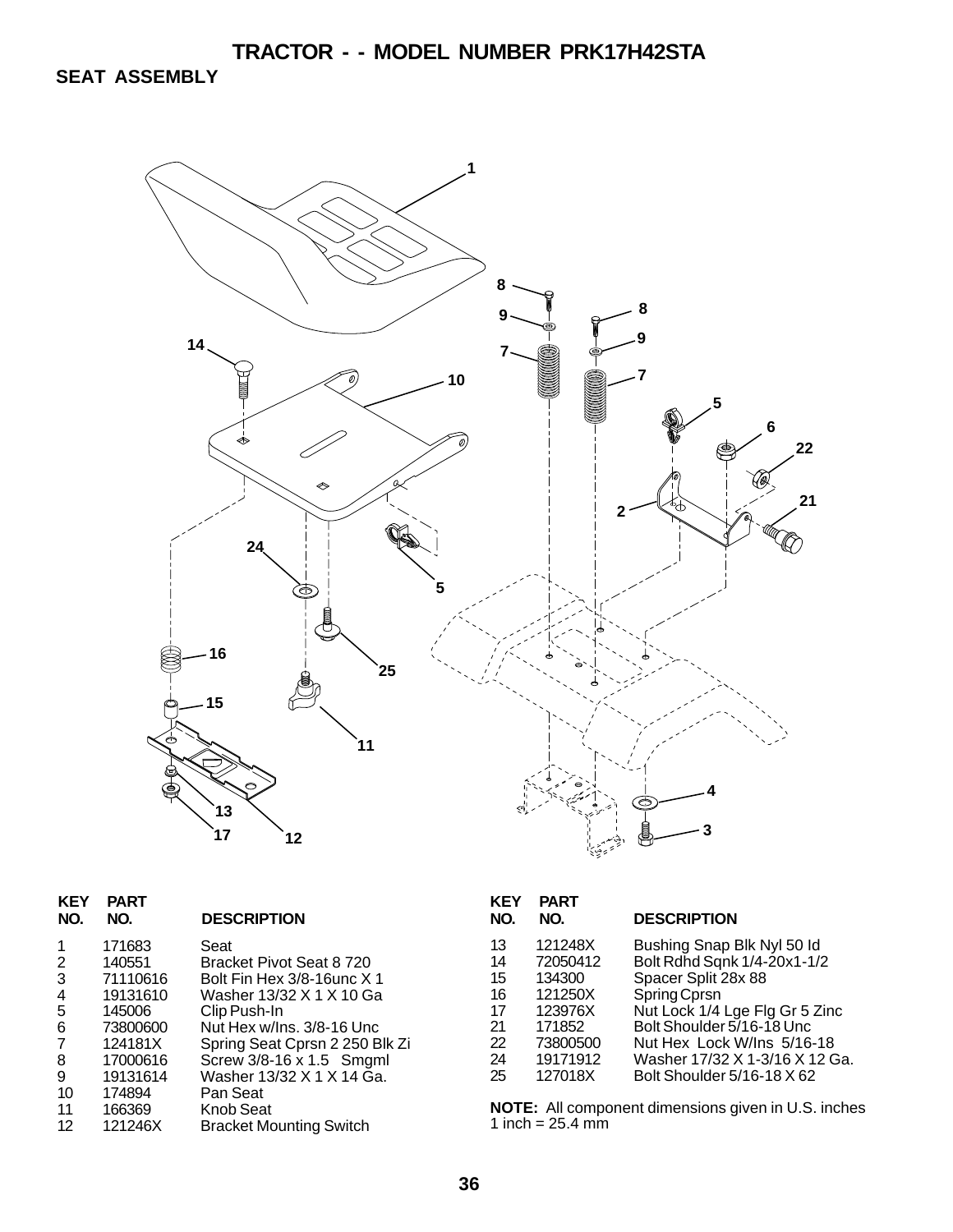# TRACTOR - - MODEL NUMBER PRK17H42STA

## SEAT ASSEMBLY

| KEY NO. | PART NO. | DESCRIPTION |
|---|---|---|
| 1 | 171683 | Seat |
| 2 | 140551 | Bracket Pivot Seat 8 720 |
| 3 | 71110616 | Bolt Fin Hex 3/8-16unc X 1 |
| 4 | 19131610 | Washer 13/32 X 1 X 10 Ga |
| 5 | 145006 | Clip Push-In |
| 6 | 73800600 | Nut Hex w/Ins. 3/8-16 Unc |
| 7 | 124181X | Spring Seat Cprsn 2 250 Blk Zi |
| 8 | 17000616 | Screw 3/8-16 x 1.5 Smgml |
| 9 | 19131614 | Washer 13/32 X 1 X 14 Ga. |
| 10 | 174894 | Pan Seat |
| 11 | 166369 | Knob Seat |
| 12 | 121246X | Bracket Mounting Switch |
| 13 | 121248X | Bushing Snap Blk Nyl 50 Id |
| 14 | 72050412 | Bolt Rdhd Sqnk 1/4-20x1-1/2 |
| 15 | 134300 | Spacer Split 28x 88 |
| 16 | 121250X | Spring Cprsn |
| 17 | 123976X | Nut Lock 1/4 Lge Flg Gr 5 Zinc |
| 21 | 171852 | Bolt Shoulder 5/16-18 Unc |
| 22 | 73800500 | Nut Hex Lock W/Ins 5/16-18 |
| 24 | 19171912 | Washer 17/32 X 1-3/16 X 12 Ga. |
| 25 | 127018X | Bolt Shoulder 5/16-18 X 62 |

**NOTE:** All component dimensions given in U.S. inches
1 inch = 25.4 mm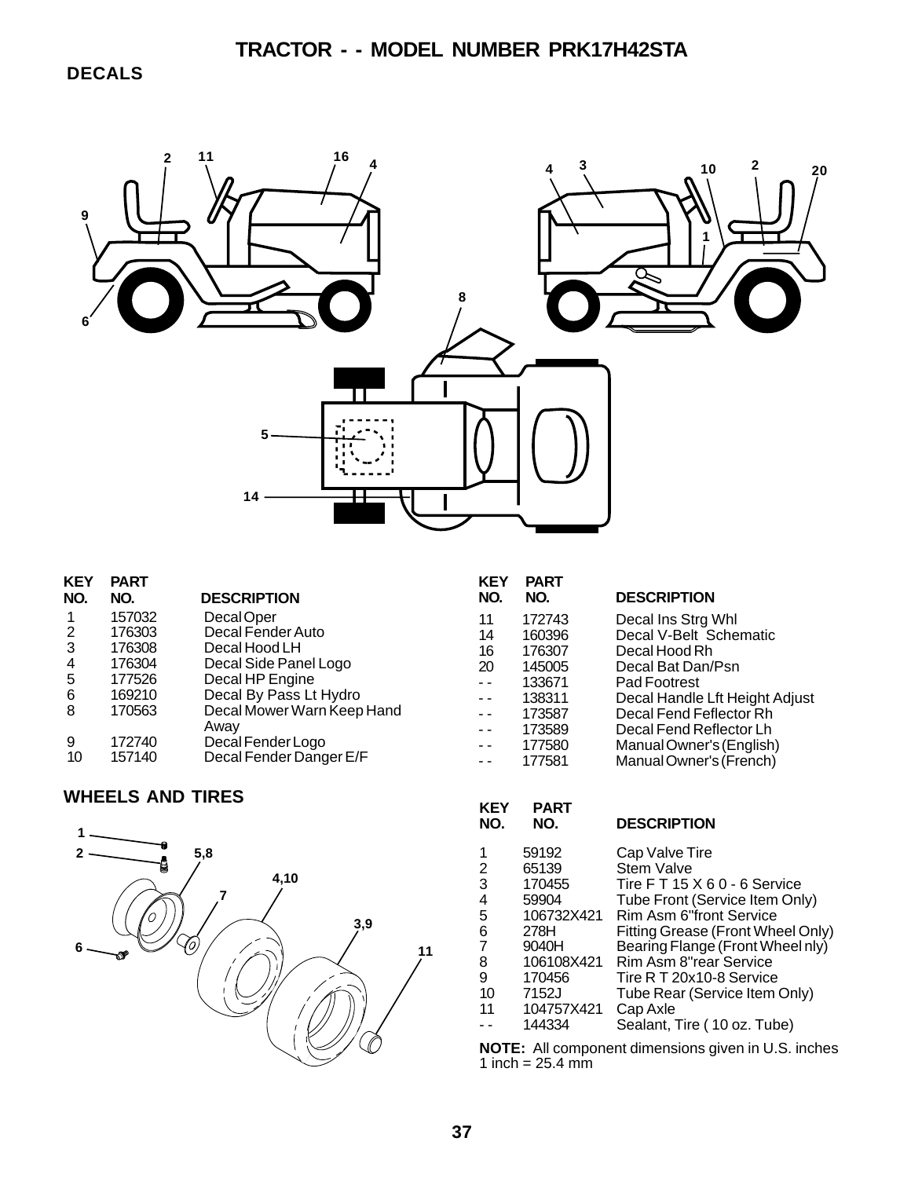# TRACTOR - - MODEL NUMBER PRK17H42STA

## DECALS

| KEY NO. | PART NO. | DESCRIPTION |
|---|---|---|
| 1 | 157032 | Decal Oper |
| 2 | 176303 | Decal Fender Auto |
| 3 | 176308 | Decal Hood LH |
| 4 | 176304 | Decal Side Panel Logo |
| 5 | 177526 | Decal HP Engine |
| 6 | 169210 | Decal By Pass Lt Hydro |
| 8 | 170563 | Decal Mower Warn Keep Hand Away |
| 9 | 172740 | Decal Fender Logo |
| 10 | 157140 | Decal Fender Danger E/F |
| 11 | 172743 | Decal Ins Strg Whl |
| 14 | 160396 | Decal V-Belt Schematic |
| 16 | 176307 | Decal Hood Rh |
| 20 | 145005 | Decal Bat Dan/Psn |
| - - | 133671 | Pad Footrest |
| - - | 138311 | Decal Handle Lft Height Adjust |
| - - | 173587 | Decal Fend Feflector Rh |
| - - | 173589 | Decal Fend Reflector Lh |
| - - | 177580 | Manual Owner's (English) |
| - - | 177581 | Manual Owner's (French) |

## WHEELS AND TIRES

| KEY NO. | PART NO. | DESCRIPTION |
|---|---|---|
| 1 | 59192 | Cap Valve Tire |
| 2 | 65139 | Stem Valve |
| 3 | 170455 | Tire F T 15 X 6 0 - 6 Service |
| 4 | 59904 | Tube Front (Service Item Only) |
| 5 | 106732X421 | Rim Asm 6"front Service |
| 6 | 278H | Fitting Grease (Front Wheel Only) |
| 7 | 9040H | Bearing Flange (Front Wheel nly) |
| 8 | 106108X421 | Rim Asm 8"rear Service |
| 9 | 170456 | Tire R T 20x10-8 Service |
| 10 | 7152J | Tube Rear (Service Item Only) |
| 11 | 104757X421 | Cap Axle |
| - - | 144334 | Sealant, Tire ( 10 oz. Tube) |

**NOTE:** All component dimensions given in U.S. inches
1 inch = 25.4 mm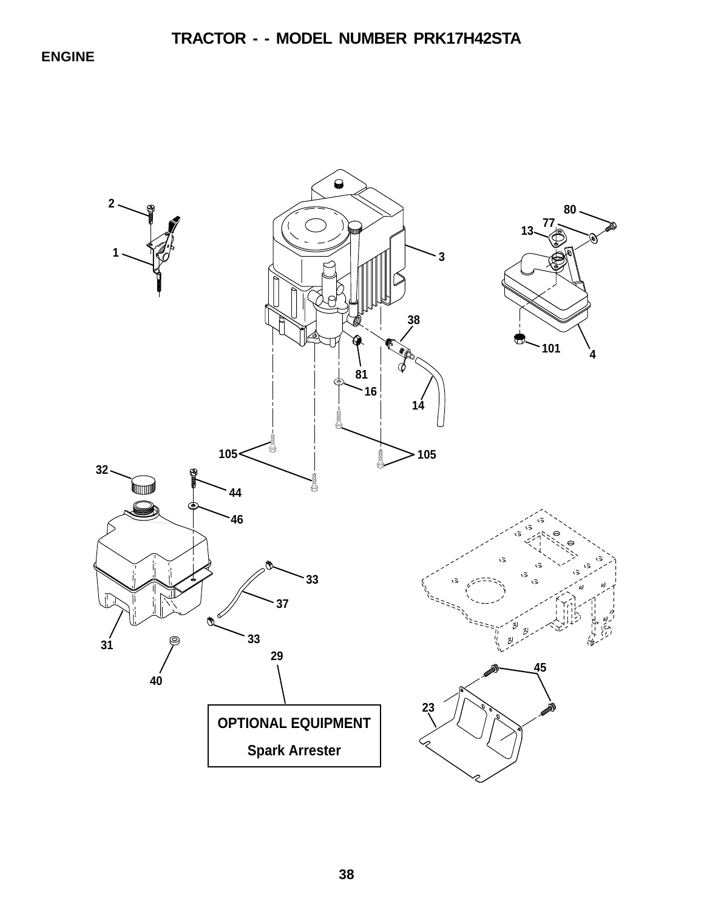# TRACTOR - - MODEL NUMBER PRK17H42STA

## ENGINE

2
1
3
80
77
13
38
101
4
81
16
14
105
105
32
44
46
33
37
33
31
40
29
45
23

**OPTIONAL EQUIPMENT**

**Spark Arrester**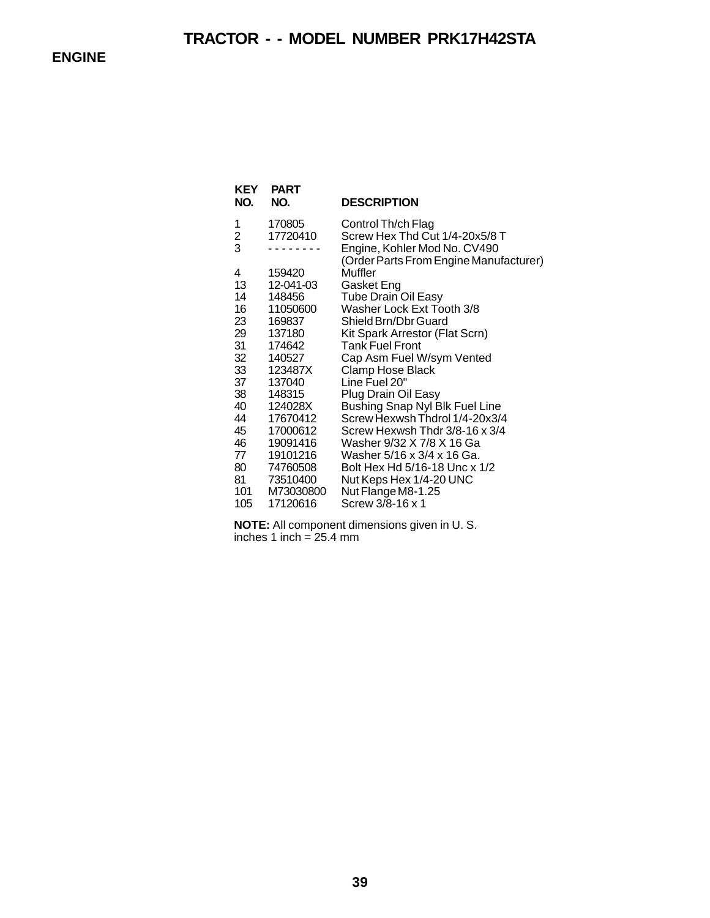# TRACTOR - - MODEL NUMBER PRK17H42STA

## ENGINE

| KEY NO. | PART NO. | DESCRIPTION |
|---|---|---|
| 1 | 170805 | Control Th/ch Flag |
| 2 | 17720410 | Screw Hex Thd Cut 1/4-20x5/8 T |
| 3 | - - - - - - - - - | Engine, Kohler Mod No. CV490 (Order Parts From Engine Manufacturer) |
| 4 | 159420 | Muffler |
| 13 | 12-041-03 | Gasket Eng |
| 14 | 148456 | Tube Drain Oil Easy |
| 16 | 11050600 | Washer Lock Ext Tooth 3/8 |
| 23 | 169837 | Shield Brn/Dbr Guard |
| 29 | 137180 | Kit Spark Arrestor (Flat Scrn) |
| 31 | 174642 | Tank Fuel Front |
| 32 | 140527 | Cap Asm Fuel W/sym Vented |
| 33 | 123487X | Clamp Hose Black |
| 37 | 137040 | Line Fuel 20" |
| 38 | 148315 | Plug Drain Oil Easy |
| 40 | 124028X | Bushing Snap Nyl Blk Fuel Line |
| 44 | 17670412 | Screw Hexwsh Thdrol 1/4-20x3/4 |
| 45 | 17000612 | Screw Hexwsh Thdr 3/8-16 x 3/4 |
| 46 | 19091416 | Washer 9/32 X 7/8 X 16 Ga |
| 77 | 19101216 | Washer 5/16 x 3/4 x 16 Ga. |
| 80 | 74760508 | Bolt Hex Hd 5/16-18 Unc x 1/2 |
| 81 | 73510400 | Nut Keps Hex 1/4-20 UNC |
| 101 | M73030800 | Nut Flange M8-1.25 |
| 105 | 17120616 | Screw 3/8-16 x 1 |

**NOTE:** All component dimensions given in U. S. inches 1 inch = 25.4 mm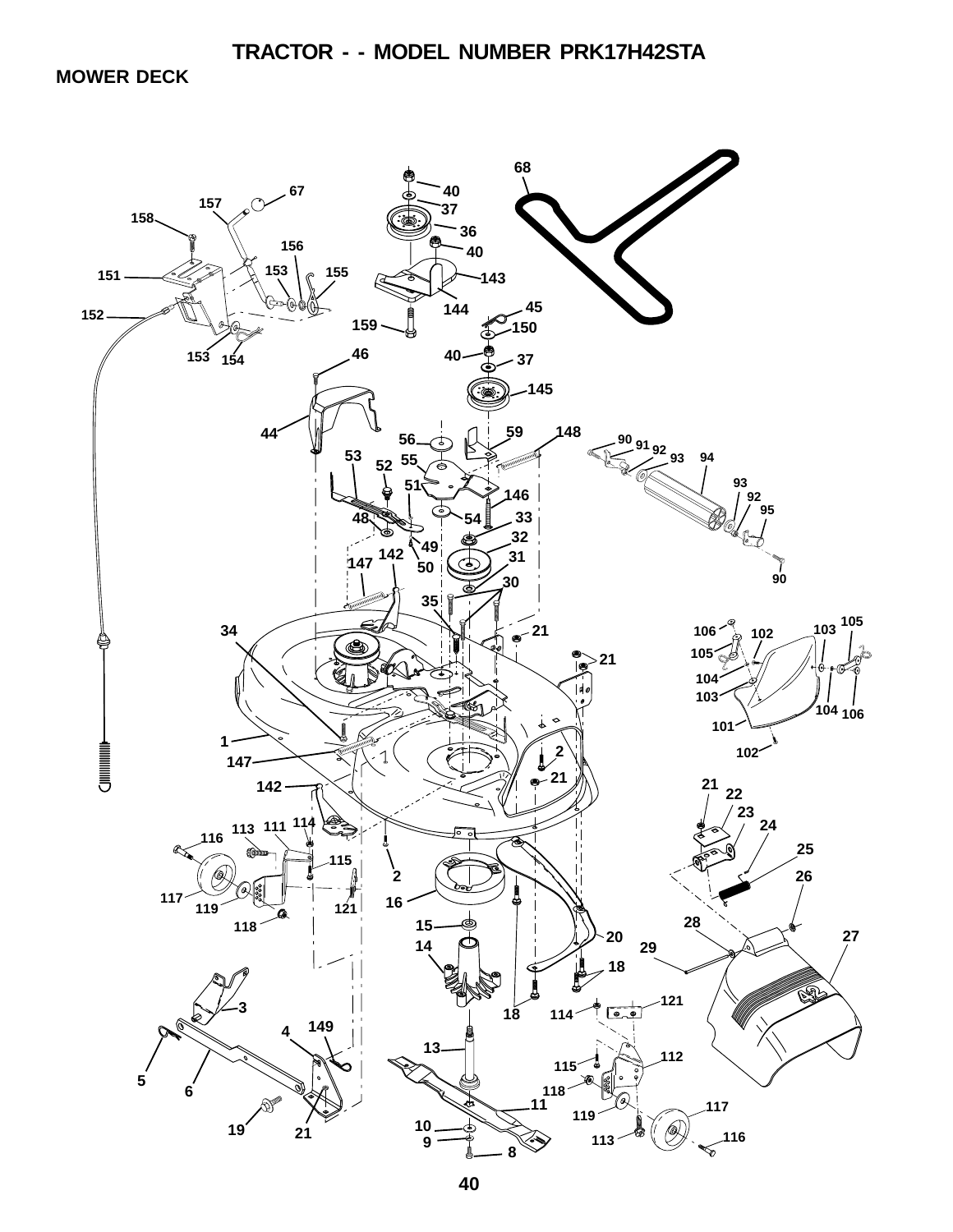# TRACTOR - - MODEL NUMBER PRK17H42STA

## MOWER DECK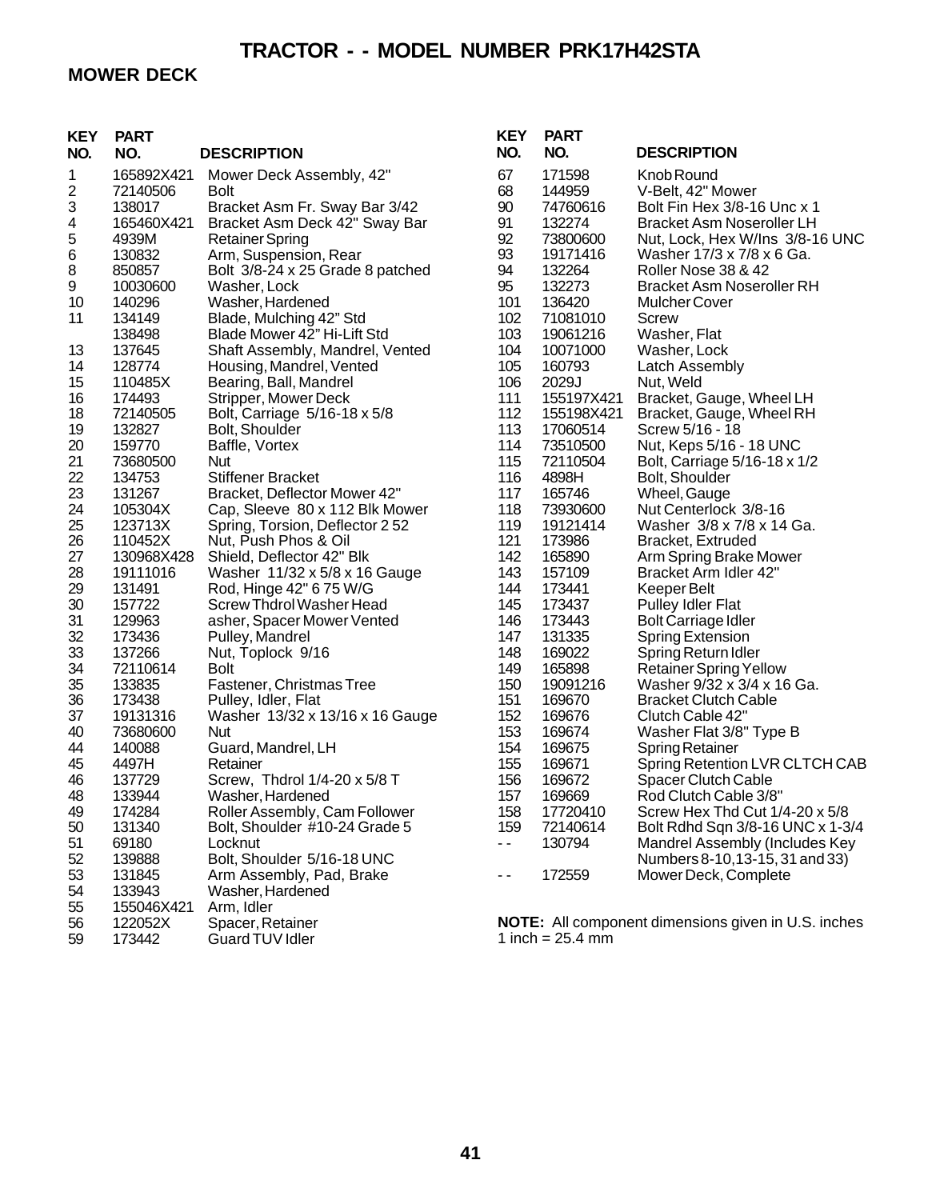# TRACTOR - - MODEL NUMBER PRK17H42STA

## MOWER DECK

| KEY NO. | PART NO. | DESCRIPTION |
|---|---|---|
| 1 | 165892X421 | Mower Deck Assembly, 42" |
| 2 | 72140506 | Bolt |
| 3 | 138017 | Bracket Asm Fr. Sway Bar 3/42 |
| 4 | 165460X421 | Bracket Asm Deck 42" Sway Bar |
| 5 | 4939M | Retainer Spring |
| 6 | 130832 | Arm, Suspension, Rear |
| 8 | 850857 | Bolt 3/8-24 x 25 Grade 8 patched |
| 9 | 10030600 | Washer, Lock |
| 10 | 140296 | Washer, Hardened |
| 11 | 134149 | Blade, Mulching 42" Std |
| | 138498 | Blade Mower 42" Hi-Lift Std |
| 13 | 137645 | Shaft Assembly, Mandrel, Vented |
| 14 | 128774 | Housing, Mandrel, Vented |
| 15 | 110485X | Bearing, Ball, Mandrel |
| 16 | 174493 | Stripper, Mower Deck |
| 18 | 72140505 | Bolt, Carriage 5/16-18 x 5/8 |
| 19 | 132827 | Bolt, Shoulder |
| 20 | 159770 | Baffle, Vortex |
| 21 | 73680500 | Nut |
| 22 | 134753 | Stiffener Bracket |
| 23 | 131267 | Bracket, Deflector Mower 42" |
| 24 | 105304X | Cap, Sleeve 80 x 112 Blk Mower |
| 25 | 123713X | Spring, Torsion, Deflector 2 52 |
| 26 | 110452X | Nut, Push Phos & Oil |
| 27 | 130968X428 | Shield, Deflector 42" Blk |
| 28 | 19111016 | Washer 11/32 x 5/8 x 16 Gauge |
| 29 | 131491 | Rod, Hinge 42" 6 75 W/G |
| 30 | 157722 | Screw Thdrol Washer Head |
| 31 | 129963 | asher, Spacer Mower Vented |
| 32 | 173436 | Pulley, Mandrel |
| 33 | 137266 | Nut, Toplock 9/16 |
| 34 | 72110614 | Bolt |
| 35 | 133835 | Fastener, Christmas Tree |
| 36 | 173438 | Pulley, Idler, Flat |
| 37 | 19131316 | Washer 13/32 x 13/16 x 16 Gauge |
| 40 | 73680600 | Nut |
| 44 | 140088 | Guard, Mandrel, LH |
| 45 | 4497H | Retainer |
| 46 | 137729 | Screw, Thdrol 1/4-20 x 5/8 T |
| 48 | 133944 | Washer, Hardened |
| 49 | 174284 | Roller Assembly, Cam Follower |
| 50 | 131340 | Bolt, Shoulder #10-24 Grade 5 |
| 51 | 69180 | Locknut |
| 52 | 139888 | Bolt, Shoulder 5/16-18 UNC |
| 53 | 131845 | Arm Assembly, Pad, Brake |
| 54 | 133943 | Washer, Hardened |
| 55 | 155046X421 | Arm, Idler |
| 56 | 122052X | Spacer, Retainer |
| 59 | 173442 | Guard TUV Idler |
| 67 | 171598 | Knob Round |
| 68 | 144959 | V-Belt, 42" Mower |
| 90 | 74760616 | Bolt Fin Hex 3/8-16 Unc x 1 |
| 91 | 132274 | Bracket Asm Noseroller LH |
| 92 | 73800600 | Nut, Lock, Hex W/Ins 3/8-16 UNC |
| 93 | 19171416 | Washer 17/3 x 7/8 x 6 Ga. |
| 94 | 132264 | Roller Nose 38 & 42 |
| 95 | 132273 | Bracket Asm Noseroller RH |
| 101 | 136420 | Mulcher Cover |
| 102 | 71081010 | Screw |
| 103 | 19061216 | Washer, Flat |
| 104 | 10071000 | Washer, Lock |
| 105 | 160793 | Latch Assembly |
| 106 | 2029J | Nut, Weld |
| 111 | 155197X421 | Bracket, Gauge, Wheel LH |
| 112 | 155198X421 | Bracket, Gauge, Wheel RH |
| 113 | 17060514 | Screw 5/16 - 18 |
| 114 | 73510500 | Nut, Keps 5/16 - 18 UNC |
| 115 | 72110504 | Bolt, Carriage 5/16-18 x 1/2 |
| 116 | 4898H | Bolt, Shoulder |
| 117 | 165746 | Wheel, Gauge |
| 118 | 73930600 | Nut Centerlock 3/8-16 |
| 119 | 19121414 | Washer 3/8 x 7/8 x 14 Ga. |
| 121 | 173986 | Bracket, Extruded |
| 142 | 165890 | Arm Spring Brake Mower |
| 143 | 157109 | Bracket Arm Idler 42" |
| 144 | 173441 | Keeper Belt |
| 145 | 173437 | Pulley Idler Flat |
| 146 | 173443 | Bolt Carriage Idler |
| 147 | 131335 | Spring Extension |
| 148 | 169022 | Spring Return Idler |
| 149 | 165898 | Retainer Spring Yellow |
| 150 | 19091216 | Washer 9/32 x 3/4 x 16 Ga. |
| 151 | 169670 | Bracket Clutch Cable |
| 152 | 169676 | Clutch Cable 42" |
| 153 | 169674 | Washer Flat 3/8" Type B |
| 154 | 169675 | Spring Retainer |
| 155 | 169671 | Spring Retention LVR CLTCH CAB |
| 156 | 169672 | Spacer Clutch Cable |
| 157 | 169669 | Rod Clutch Cable 3/8" |
| 158 | 17720410 | Screw Hex Thd Cut 1/4-20 x 5/8 |
| 159 | 72140614 | Bolt Rdhd Sqn 3/8-16 UNC x 1-3/4 |
| - - | 130794 | Mandrel Assembly (Includes Key Numbers 8-10,13-15, 31 and 33) |
| - - | 172559 | Mower Deck, Complete |

**NOTE:** All component dimensions given in U.S. inches
1 inch = 25.4 mm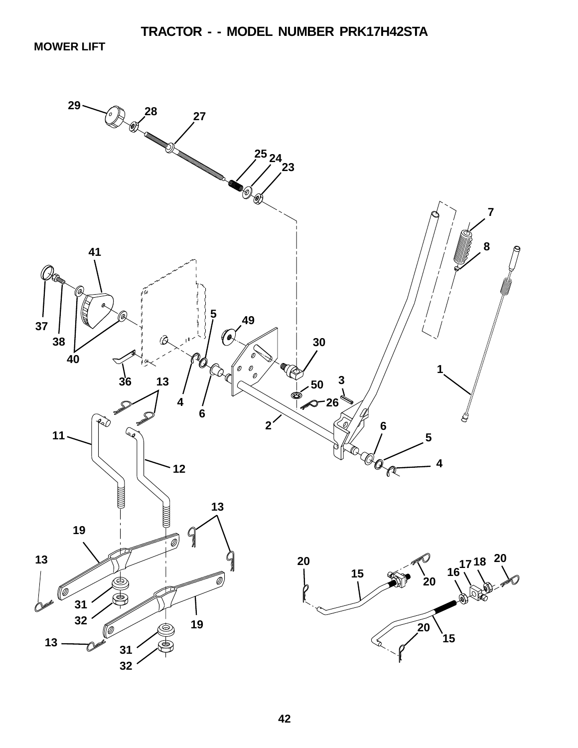# TRACTOR - - MODEL NUMBER PRK17H42STA

## MOWER LIFT

29 28 27 25 24 23 7 8 41 37 38 40 5 49 30 36 13 4 6 3 50 26 1 2 6 5 4 11 12 13 19 13 31 32 19 13 31 32 20 15 20 17 18 16 20 20 15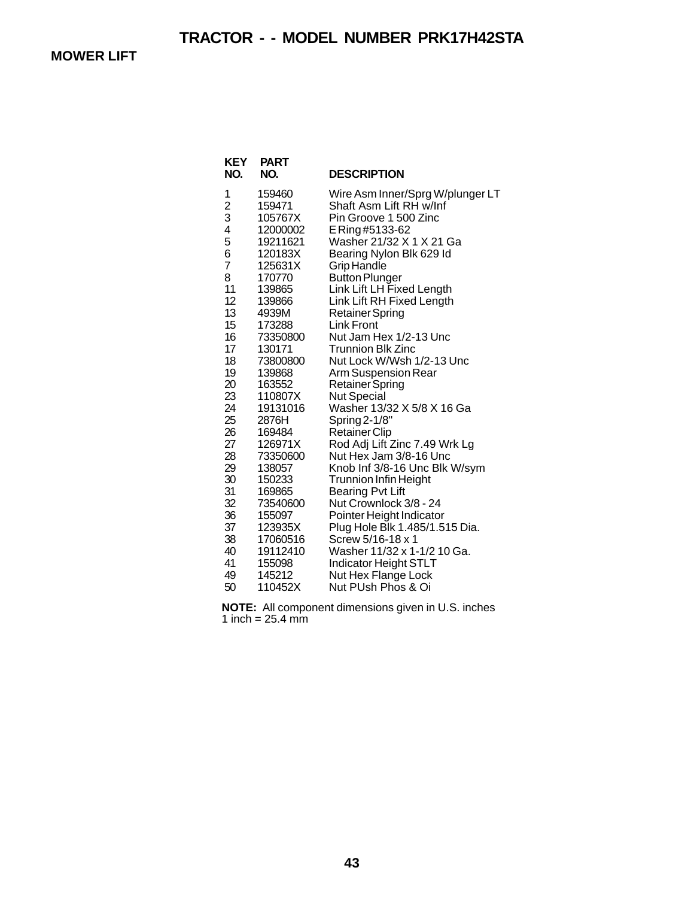# TRACTOR - - MODEL NUMBER PRK17H42STA

## MOWER LIFT

| KEY NO. | PART NO. | DESCRIPTION |
|---|---|---|
| 1 | 159460 | Wire Asm Inner/Sprg W/plunger LT |
| 2 | 159471 | Shaft Asm Lift RH w/Inf |
| 3 | 105767X | Pin Groove 1 500 Zinc |
| 4 | 12000002 | E Ring #5133-62 |
| 5 | 19211621 | Washer 21/32 X 1 X 21 Ga |
| 6 | 120183X | Bearing Nylon Blk 629 Id |
| 7 | 125631X | Grip Handle |
| 8 | 170770 | Button Plunger |
| 11 | 139865 | Link Lift LH Fixed Length |
| 12 | 139866 | Link Lift RH Fixed Length |
| 13 | 4939M | Retainer Spring |
| 15 | 173288 | Link Front |
| 16 | 73350800 | Nut Jam Hex 1/2-13 Unc |
| 17 | 130171 | Trunnion Blk Zinc |
| 18 | 73800800 | Nut Lock W/Wsh 1/2-13 Unc |
| 19 | 139868 | Arm Suspension Rear |
| 20 | 163552 | Retainer Spring |
| 23 | 110807X | Nut Special |
| 24 | 19131016 | Washer 13/32 X 5/8 X 16 Ga |
| 25 | 2876H | Spring 2-1/8" |
| 26 | 169484 | Retainer Clip |
| 27 | 126971X | Rod Adj Lift Zinc 7.49 Wrk Lg |
| 28 | 73350600 | Nut Hex Jam 3/8-16 Unc |
| 29 | 138057 | Knob Inf 3/8-16 Unc Blk W/sym |
| 30 | 150233 | Trunnion Infin Height |
| 31 | 169865 | Bearing Pvt Lift |
| 32 | 73540600 | Nut Crownlock 3/8 - 24 |
| 36 | 155097 | Pointer Height Indicator |
| 37 | 123935X | Plug Hole Blk 1.485/1.515 Dia. |
| 38 | 17060516 | Screw 5/16-18 x 1 |
| 40 | 19112410 | Washer 11/32 x 1-1/2 10 Ga. |
| 41 | 155098 | Indicator Height STLT |
| 49 | 145212 | Nut Hex Flange Lock |
| 50 | 110452X | Nut PUsh Phos & Oi |

**NOTE:** All component dimensions given in U.S. inches
1 inch = 25.4 mm